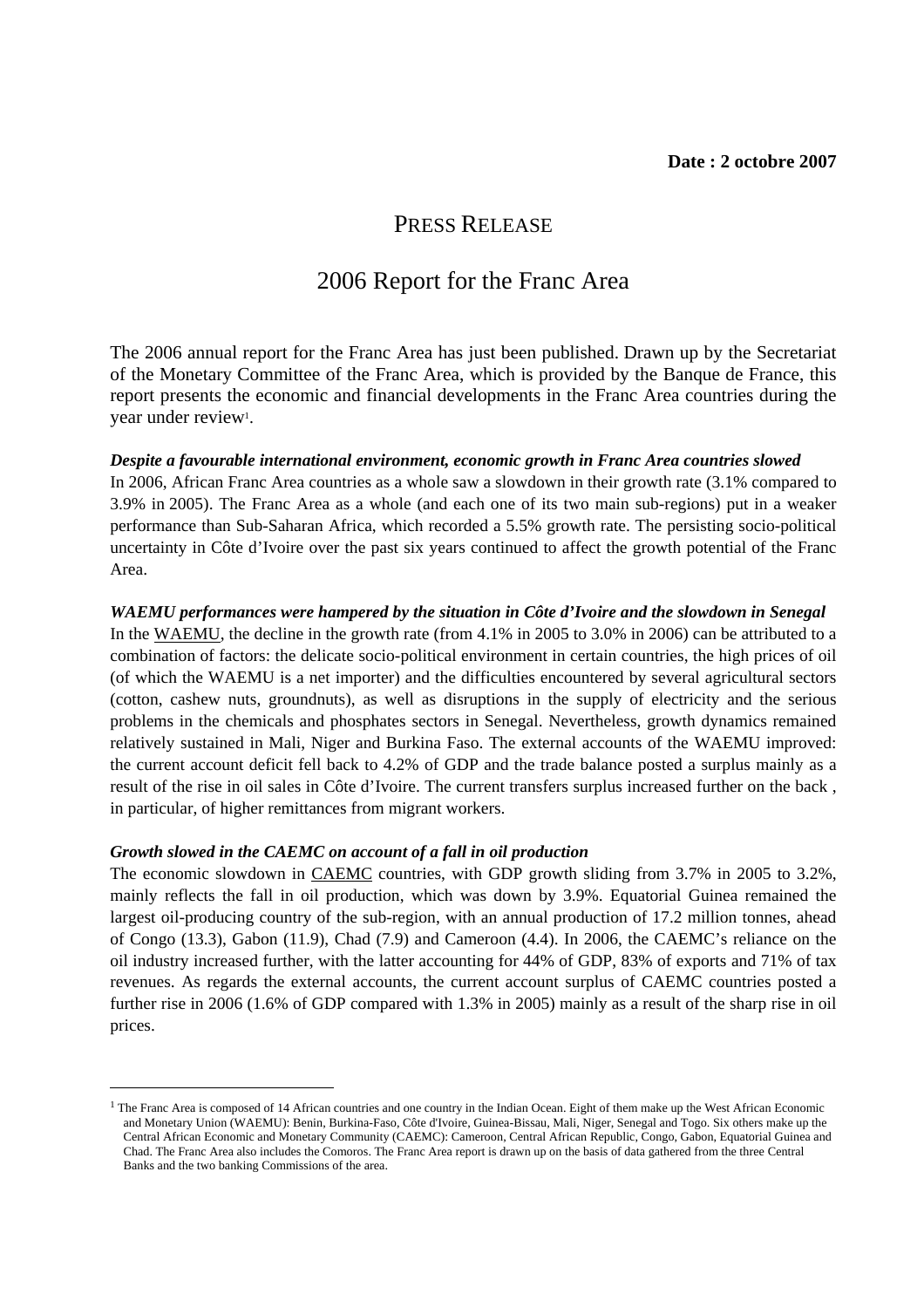**Date : 2 octobre 2007**

# PRESS RELEASE

## 2006 Report for the Franc Area

The 2006 annual report for the Franc Area has just been published. Drawn up by the Secretariat of the Monetary Committee of the Franc Area, which is provided by the Banque de France, this report presents the economic and financial developments in the Franc Area countries during the year under review[1].

***Despite a favourable international environment, economic growth in Franc Area countries slowed***

In 2006, African Franc Area countries as a whole saw a slowdown in their growth rate (3.1% compared to 3.9% in 2005). The Franc Area as a whole (and each one of its two main sub-regions) put in a weaker performance than Sub-Saharan Africa, which recorded a 5.5% growth rate. The persisting socio-political uncertainty in Côte d'Ivoire over the past six years continued to affect the growth potential of the Franc Area.

***WAEMU performances were hampered by the situation in Côte d'Ivoire and the slowdown in Senegal***

In the WAEMU, the decline in the growth rate (from 4.1% in 2005 to 3.0% in 2006) can be attributed to a combination of factors: the delicate socio-political environment in certain countries, the high prices of oil (of which the WAEMU is a net importer) and the difficulties encountered by several agricultural sectors (cotton, cashew nuts, groundnuts), as well as disruptions in the supply of electricity and the serious problems in the chemicals and phosphates sectors in Senegal. Nevertheless, growth dynamics remained relatively sustained in Mali, Niger and Burkina Faso. The external accounts of the WAEMU improved: the current account deficit fell back to 4.2% of GDP and the trade balance posted a surplus mainly as a result of the rise in oil sales in Côte d'Ivoire. The current transfers surplus increased further on the back , in particular, of higher remittances from migrant workers.

***Growth slowed in the CAEMC on account of a fall in oil production***

The economic slowdown in CAEMC countries, with GDP growth sliding from 3.7% in 2005 to 3.2%, mainly reflects the fall in oil production, which was down by 3.9%. Equatorial Guinea remained the largest oil-producing country of the sub-region, with an annual production of 17.2 million tonnes, ahead of Congo (13.3), Gabon (11.9), Chad (7.9) and Cameroon (4.4). In 2006, the CAEMC's reliance on the oil industry increased further, with the latter accounting for 44% of GDP, 83% of exports and 71% of tax revenues. As regards the external accounts, the current account surplus of CAEMC countries posted a further rise in 2006 (1.6% of GDP compared with 1.3% in 2005) mainly as a result of the sharp rise in oil prices.

---

[1] The Franc Area is composed of 14 African countries and one country in the Indian Ocean. Eight of them make up the West African Economic and Monetary Union (WAEMU): Benin, Burkina-Faso, Côte d'Ivoire, Guinea-Bissau, Mali, Niger, Senegal and Togo. Six others make up the Central African Economic and Monetary Community (CAEMC): Cameroon, Central African Republic, Congo, Gabon, Equatorial Guinea and Chad. The Franc Area also includes the Comoros. The Franc Area report is drawn up on the basis of data gathered from the three Central Banks and the two banking Commissions of the area.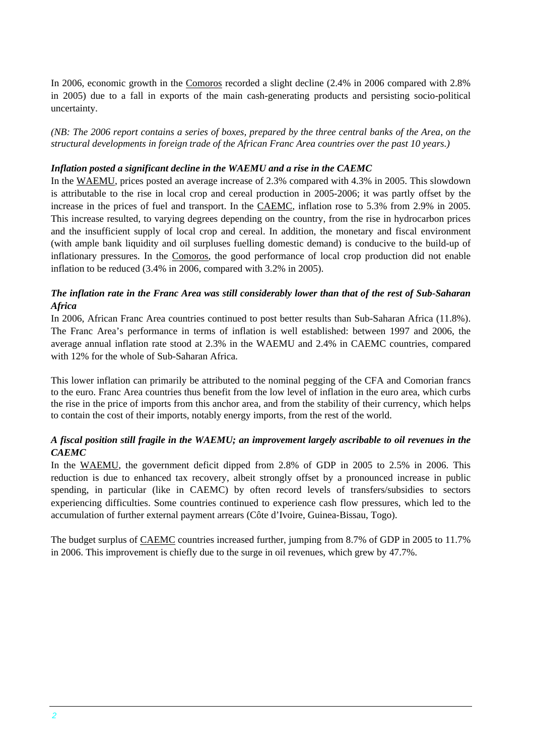In 2006, economic growth in the Comoros recorded a slight decline (2.4% in 2006 compared with 2.8% in 2005) due to a fall in exports of the main cash-generating products and persisting socio-political uncertainty.

*(NB: The 2006 report contains a series of boxes, prepared by the three central banks of the Area, on the structural developments in foreign trade of the African Franc Area countries over the past 10 years.)*

***Inflation posted a significant decline in the WAEMU and a rise in the CAEMC***

In the WAEMU, prices posted an average increase of 2.3% compared with 4.3% in 2005. This slowdown is attributable to the rise in local crop and cereal production in 2005-2006; it was partly offset by the increase in the prices of fuel and transport. In the CAEMC, inflation rose to 5.3% from 2.9% in 2005. This increase resulted, to varying degrees depending on the country, from the rise in hydrocarbon prices and the insufficient supply of local crop and cereal. In addition, the monetary and fiscal environment (with ample bank liquidity and oil surpluses fuelling domestic demand) is conducive to the build-up of inflationary pressures. In the Comoros, the good performance of local crop production did not enable inflation to be reduced (3.4% in 2006, compared with 3.2% in 2005).

***The inflation rate in the Franc Area was still considerably lower than that of the rest of Sub-Saharan Africa***

In 2006, African Franc Area countries continued to post better results than Sub-Saharan Africa (11.8%). The Franc Area's performance in terms of inflation is well established: between 1997 and 2006, the average annual inflation rate stood at 2.3% in the WAEMU and 2.4% in CAEMC countries, compared with 12% for the whole of Sub-Saharan Africa.

This lower inflation can primarily be attributed to the nominal pegging of the CFA and Comorian francs to the euro. Franc Area countries thus benefit from the low level of inflation in the euro area, which curbs the rise in the price of imports from this anchor area, and from the stability of their currency, which helps to contain the cost of their imports, notably energy imports, from the rest of the world.

***A fiscal position still fragile in the WAEMU; an improvement largely ascribable to oil revenues in the CAEMC***

In the WAEMU, the government deficit dipped from 2.8% of GDP in 2005 to 2.5% in 2006. This reduction is due to enhanced tax recovery, albeit strongly offset by a pronounced increase in public spending, in particular (like in CAEMC) by often record levels of transfers/subsidies to sectors experiencing difficulties. Some countries continued to experience cash flow pressures, which led to the accumulation of further external payment arrears (Côte d'Ivoire, Guinea-Bissau, Togo).

The budget surplus of CAEMC countries increased further, jumping from 8.7% of GDP in 2005 to 11.7% in 2006. This improvement is chiefly due to the surge in oil revenues, which grew by 47.7%.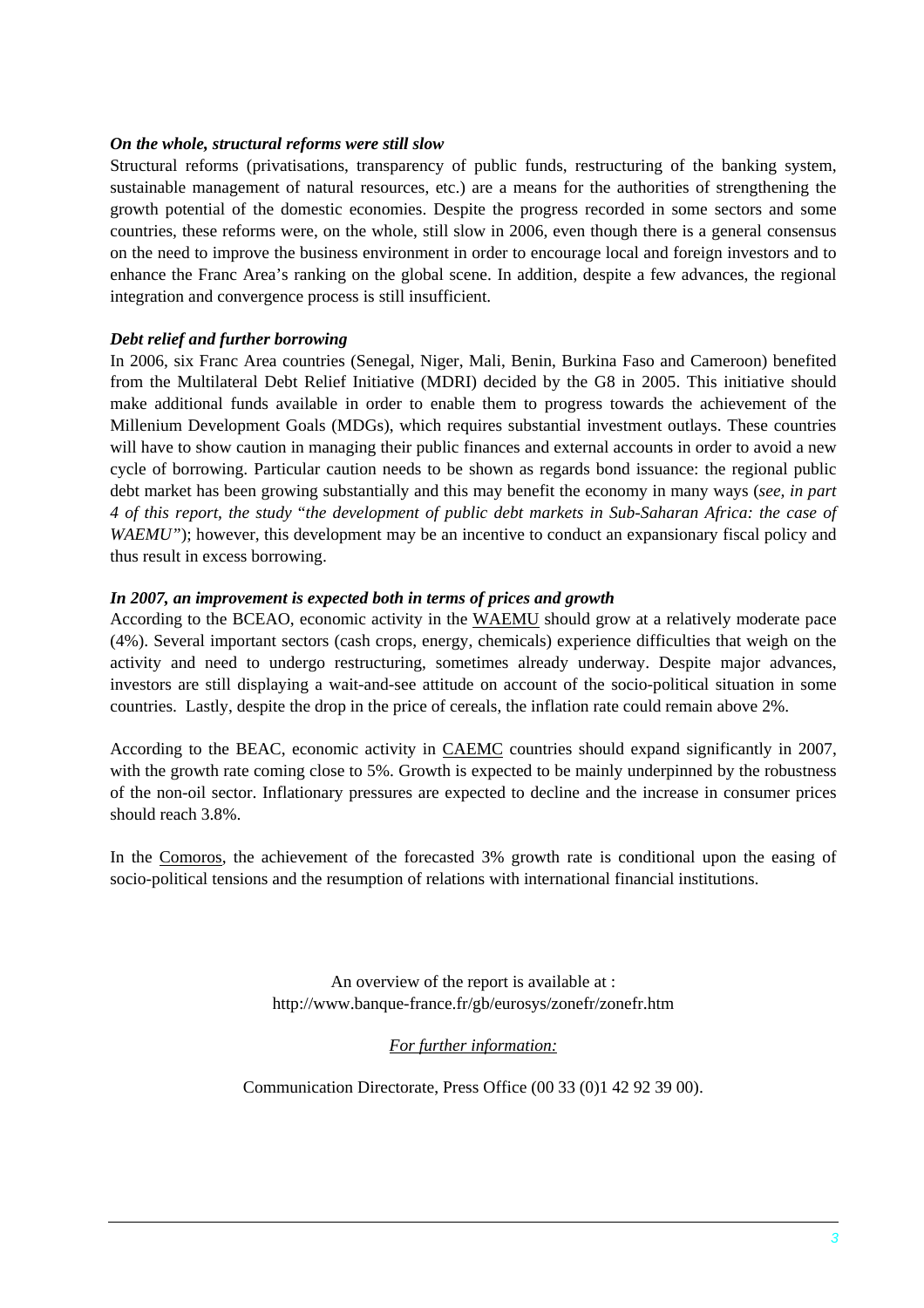***On the whole, structural reforms were still slow***

Structural reforms (privatisations, transparency of public funds, restructuring of the banking system, sustainable management of natural resources, etc.) are a means for the authorities of strengthening the growth potential of the domestic economies. Despite the progress recorded in some sectors and some countries, these reforms were, on the whole, still slow in 2006, even though there is a general consensus on the need to improve the business environment in order to encourage local and foreign investors and to enhance the Franc Area's ranking on the global scene. In addition, despite a few advances, the regional integration and convergence process is still insufficient.

***Debt relief and further borrowing***

In 2006, six Franc Area countries (Senegal, Niger, Mali, Benin, Burkina Faso and Cameroon) benefited from the Multilateral Debt Relief Initiative (MDRI) decided by the G8 in 2005. This initiative should make additional funds available in order to enable them to progress towards the achievement of the Millenium Development Goals (MDGs), which requires substantial investment outlays. These countries will have to show caution in managing their public finances and external accounts in order to avoid a new cycle of borrowing. Particular caution needs to be shown as regards bond issuance: the regional public debt market has been growing substantially and this may benefit the economy in many ways (*see, in part 4 of this report, the study "the development of public debt markets in Sub-Saharan Africa: the case of WAEMU"*); however, this development may be an incentive to conduct an expansionary fiscal policy and thus result in excess borrowing.

***In 2007, an improvement is expected both in terms of prices and growth***

According to the BCEAO, economic activity in the WAEMU should grow at a relatively moderate pace (4%). Several important sectors (cash crops, energy, chemicals) experience difficulties that weigh on the activity and need to undergo restructuring, sometimes already underway. Despite major advances, investors are still displaying a wait-and-see attitude on account of the socio-political situation in some countries. Lastly, despite the drop in the price of cereals, the inflation rate could remain above 2%.

According to the BEAC, economic activity in CAEMC countries should expand significantly in 2007, with the growth rate coming close to 5%. Growth is expected to be mainly underpinned by the robustness of the non-oil sector. Inflationary pressures are expected to decline and the increase in consumer prices should reach 3.8%.

In the Comoros, the achievement of the forecasted 3% growth rate is conditional upon the easing of socio-political tensions and the resumption of relations with international financial institutions.

An overview of the report is available at :
http://www.banque-france.fr/gb/eurosys/zonefr/zonefr.htm

*For further information:*

Communication Directorate, Press Office (00 33 (0)1 42 92 39 00).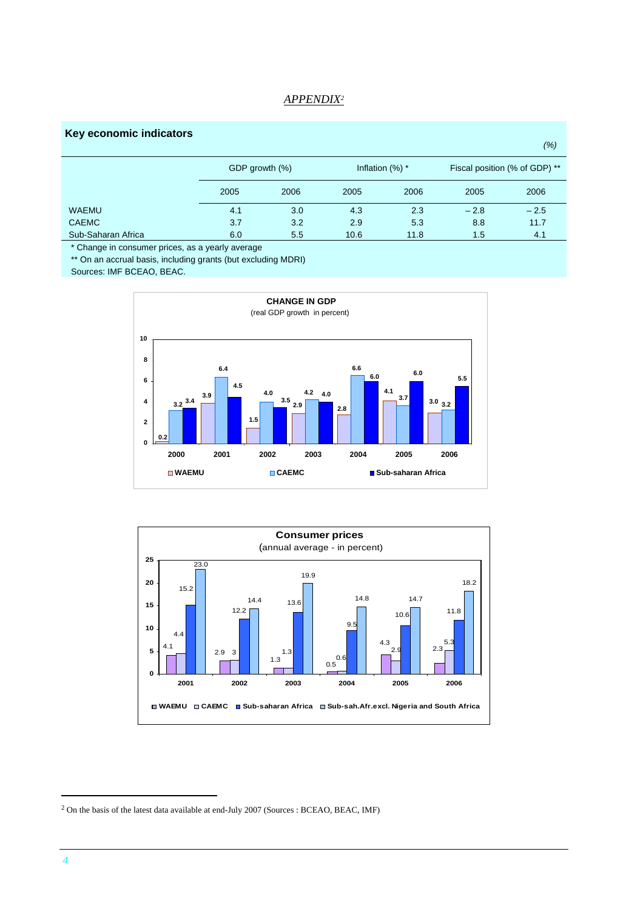## *APPENDIX*[2]

### Key economic indicators

*(%)*

| | GDP growth (%) | | Inflation (%) * | | Fiscal position (% of GDP) ** | |
|---|---|---|---|---|---|---|
| | 2005 | 2006 | 2005 | 2006 | 2005 | 2006 |
| WAEMU | 4.1 | 3.0 | 4.3 | 2.3 | – 2.8 | – 2.5 |
| CAEMC | 3.7 | 3.2 | 2.9 | 5.3 | 8.8 | 11.7 |
| Sub-Saharan Africa | 6.0 | 5.5 | 10.6 | 11.8 | 1.5 | 4.1 |

\* Change in consumer prices, as a yearly average

** On an accrual basis, including grants (but excluding MDRI)

Sources: IMF BCEAO, BEAC.

CHANGE IN GDP
(real GDP growth in percent)

10
8
6
4
2
0

2000: 0.2, 3.2, 3.4
2001: 3.9, 6.4, 4.5
2002: 1.5, 4.0, 3.5
2003: 2.9, 4.2, 4.0
2004: 2.8, 6.6, 6.0
2005: 4.1, 3.7, 6.0
2006: 3.0, 3.2, 5.5

WAEMU CAEMC Sub-saharan Africa

Consumer prices
(annual average - in percent)

25
20
15
10
5
0

2001: 4.1, 4.4, 15.2, 23.0
2002: 2.9, 3, 12.2, 14.4
2003: 1.3, 1.3, 13.6, 19.9
2004: 0.5, 0.6, 9.5, 14.8
2005: 4.3, 2.9, 10.6, 14.7
2006: 2.3, 5.3, 11.8, 18.2

WAEMU CAEMC Sub-saharan Africa Sub-sah.Afr.excl. Nigeria and South Africa

[2] On the basis of the latest data available at end-July 2007 (Sources : BCEAO, BEAC, IMF)